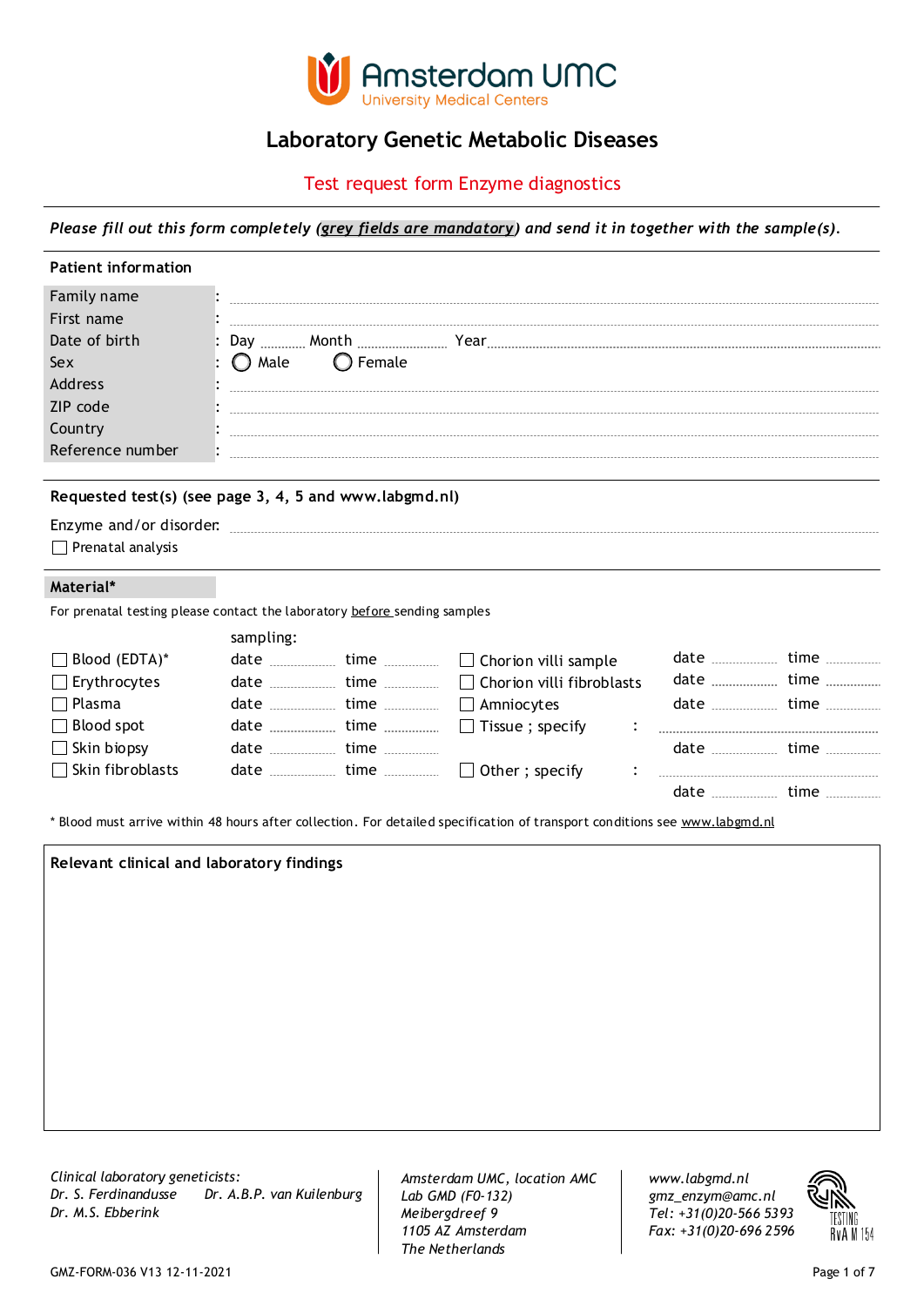Amsterdam UMC
University Medical Centers

# Laboratory Genetic Metabolic Diseases

## Test request form Enzyme diagnostics

*Please fill out this form completely (grey fields are mandatory) and send it in together with the sample(s).*

### Patient information

| | |
|---|---|
| Family name | : |
| First name | : |
| Date of birth | : Day ........ Month .............. Year .............. |
| Sex | : ◯ Male ◯ Female |
| Address | : |
| ZIP code | : |
| Country | : |
| Reference number | : |

### Requested test(s) (see page 3, 4, 5 and www.labgmd.nl)

Enzyme and/or disorder: ..............................

☐ Prenatal analysis

### Material*

For prenatal testing please contact the laboratory before sending samples

| Material | sampling: | | Material | | |
|---|---|---|---|---|---|
| ☐ Blood (EDTA)* | date ........ | time ........ | ☐ Chorion villi sample | date ........ | time ........ |
| ☐ Erythrocytes | date ........ | time ........ | ☐ Chorion villi fibroblasts | date ........ | time ........ |
| ☐ Plasma | date ........ | time ........ | ☐ Amniocytes | date ........ | time ........ |
| ☐ Blood spot | date ........ | time ........ | ☐ Tissue ; specify : .............. | | |
| ☐ Skin biopsy | date ........ | time ........ | | date ........ | time ........ |
| ☐ Skin fibroblasts | date ........ | time ........ | ☐ Other ; specify : .............. | | |
| | | | | date ........ | time ........ |

\* Blood must arrive within 48 hours after collection. For detailed specification of transport conditions see www.labgmd.nl

### Relevant clinical and laboratory findings

*Clinical laboratory geneticists:*
*Dr. S. Ferdinandusse Dr. A.B.P. van Kuilenburg*
*Dr. M.S. Ebberink*

*Amsterdam UMC, location AMC*
*Lab GMD (F0-132)*
*Meibergdreef 9*
*1105 AZ Amsterdam*
*The Netherlands*

*www.labgmd.nl*
*gmz_enzym@amc.nl*
*Tel: +31(0)20-566 5393*
*Fax: +31(0)20-696 2596*

TESTING RvA M 154

GMZ-FORM-036 V13 12-11-2021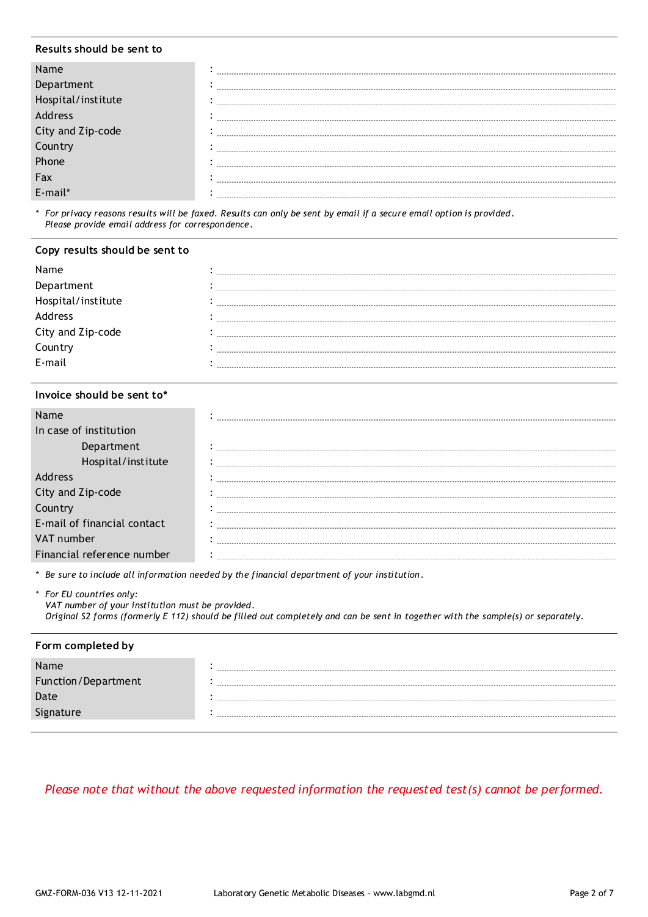## Results should be sent to

| | |
|---|---|
| Name | : |
| Department | : |
| Hospital/institute | : |
| Address | : |
| City and Zip-code | : |
| Country | : |
| Phone | : |
| Fax | : |
| E-mail* | : |

\* *For privacy reasons results will be faxed. Results can only be sent by email if a secure email option is provided. Please provide email address for correspondence.*

## Copy results should be sent to

| | |
|---|---|
| Name | : |
| Department | : |
| Hospital/institute | : |
| Address | : |
| City and Zip-code | : |
| Country | : |
| E-mail | : |

## Invoice should be sent to*

| | |
|---|---|
| Name | : |
| In case of institution | |
| Department | : |
| Hospital/institute | : |
| Address | : |
| City and Zip-code | : |
| Country | : |
| E-mail of financial contact | : |
| VAT number | : |
| Financial reference number | : |

\* *Be sure to include all information needed by the financial department of your institution.*

\* *For EU countries only:*
*VAT number of your institution must be provided.*
*Original S2 forms (formerly E 112) should be filled out completely and can be sent in together with the sample(s) or separately.*

## Form completed by

| | |
|---|---|
| Name | : |
| Function/Department | : |
| Date | : |
| Signature | : |

*Please note that without the above requested information the requested test(s) cannot be performed.*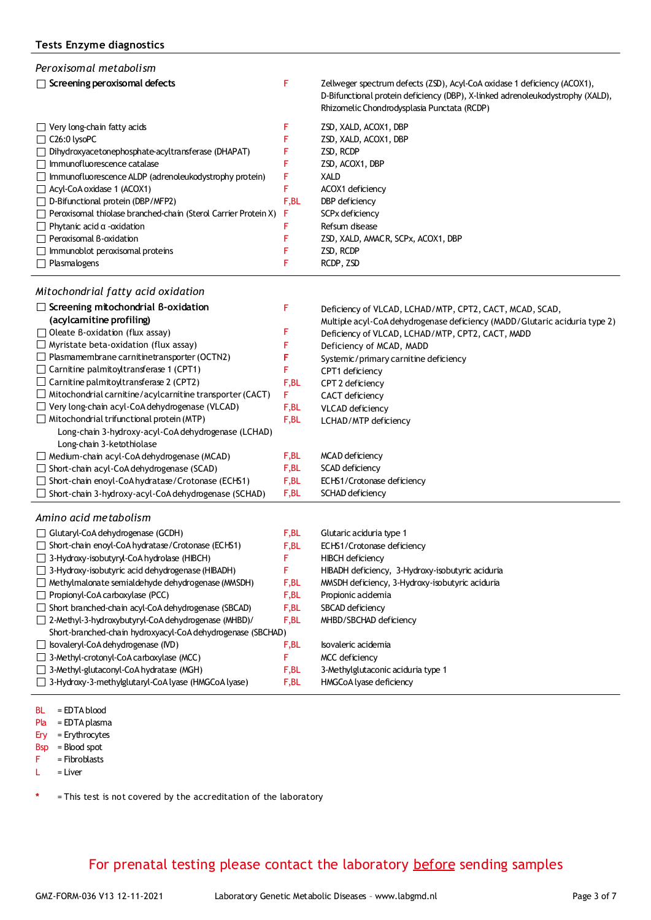## Tests Enzyme diagnostics

### *Peroxisomal metabolism*

| Test | Material | Indication |
|---|---|---|
| ☐ **Screening peroxisomal defects** | F | Zellweger spectrum defects (ZSD), Acyl-CoA oxidase 1 deficiency (ACOX1), D-Bifunctional protein deficiency (DBP), X-linked adrenoleukodystrophy (XALD), Rhizomelic Chondrodysplasia Punctata (RCDP) |
| ☐ Very long-chain fatty acids | F | ZSD, XALD, ACOX1, DBP |
| ☐ C26:0 lysoPC | F | ZSD, XALD, ACOX1, DBP |
| ☐ Dihydroxyacetonephosphate-acyltransferase (DHAPAT) | F | ZSD, RCDP |
| ☐ Immunofluorescence catalase | F | ZSD, ACOX1, DBP |
| ☐ Immunofluorescence ALDP (adrenoleukodystrophy protein) | F | XALD |
| ☐ Acyl-CoA oxidase 1 (ACOX1) | F | ACOX1 deficiency |
| ☐ D-Bifunctional protein (DBP/MFP2) | F,BL | DBP deficiency |
| ☐ Peroxisomal thiolase branched-chain (Sterol Carrier Protein X) | F | SCPx deficiency |
| ☐ Phytanic acid α -oxidation | F | Refsum disease |
| ☐ Peroxisomal β-oxidation | F | ZSD, XALD, AMACR, SCPx, ACOX1, DBP |
| ☐ Immunoblot peroxisomal proteins | F | ZSD, RCDP |
| ☐ Plasmalogens | F | RCDP, ZSD |

### *Mitochondrial fatty acid oxidation*

| Test | Material | Indication |
|---|---|---|
| ☐ **Screening mitochondrial β-oxidation (acylcarnitine profiling)** | F | Deficiency of VLCAD, LCHAD/MTP, CPT2, CACT, MCAD, SCAD, Multiple acyl-CoA dehydrogenase deficiency (MADD/Glutaric aciduria type 2) |
| ☐ Oleate β-oxidation (flux assay) | F | Deficiency of VLCAD, LCHAD/MTP, CPT2, CACT, MADD |
| ☐ Myristate beta-oxidation (flux assay) | F | Deficiency of MCAD, MADD |
| ☐ Plasmamembrane carnitinetransporter (OCTN2) | F | Systemic/primary carnitine deficiency |
| ☐ Carnitine palmitoyltransferase 1 (CPT1) | F | CPT1 deficiency |
| ☐ Carnitine palmitoyltransferase 2 (CPT2) | F,BL | CPT 2 deficiency |
| ☐ Mitochondrial carnitine/acylcarnitine transporter (CACT) | F | CACT deficiency |
| ☐ Very long-chain acyl-CoA dehydrogenase (VLCAD) | F,BL | VLCAD deficiency |
| ☐ Mitochondrial trifunctional protein (MTP)<br>Long-chain 3-hydroxy-acyl-CoA dehydrogenase (LCHAD)<br>Long-chain 3-ketothiolase | F,BL | LCHAD/MTP deficiency |
| ☐ Medium-chain acyl-CoA dehydrogenase (MCAD) | F,BL | MCAD deficiency |
| ☐ Short-chain acyl-CoA dehydrogenase (SCAD) | F,BL | SCAD deficiency |
| ☐ Short-chain enoyl-CoA hydratase/Crotonase (ECHS1) | F,BL | ECHS1/Crotonase deficiency |
| ☐ Short-chain 3-hydroxy-acyl-CoA dehydrogenase (SCHAD) | F,BL | SCHAD deficiency |

### *Amino acid metabolism*

| Test | Material | Indication |
|---|---|---|
| ☐ Glutaryl-CoA dehydrogenase (GCDH) | F,BL | Glutaric aciduria type 1 |
| ☐ Short-chain enoyl-CoA hydratase/Crotonase (ECHS1) | F,BL | ECHS1/Crotonase deficiency |
| ☐ 3-Hydroxy-isobutyryl-CoA hydrolase (HIBCH) | F | HIBCH deficiency |
| ☐ 3-Hydroxy-isobutyric acid dehydrogenase (HIBADH) | F | HIBADH deficiency, 3-Hydroxy-isobutyric aciduria |
| ☐ Methylmalonate semialdehyde dehydrogenase (MMSDH) | F,BL | MMSDH deficiency, 3-Hydroxy-isobutyric aciduria |
| ☐ Propionyl-CoA carboxylase (PCC) | F,BL | Propionic acidemia |
| ☐ Short branched-chain acyl-CoA dehydrogenase (SBCAD) | F,BL | SBCAD deficiency |
| ☐ 2-Methyl-3-hydroxybutyryl-CoA dehydrogenase (MHBD)/ Short-branched-chain hydroxyacyl-CoA dehydrogenase (SBCHAD) | F,BL | MHBD/SBCHAD deficiency |
| ☐ Isovaleryl-CoA dehydrogenase (IVD) | F,BL | Isovaleric acidemia |
| ☐ 3-Methyl-crotonyl-CoA carboxylase (MCC) | F | MCC deficiency |
| ☐ 3-Methyl-glutaconyl-CoA hydratase (MGH) | F,BL | 3-Methylglutaconic aciduria type 1 |
| ☐ 3-Hydroxy-3-methylglutaryl-CoA lyase (HMGCoA lyase) | F,BL | HMGCoA lyase deficiency |

BL = EDTA blood
Pla = EDTA plasma
Ery = Erythrocytes
Bsp = Blood spot
F = Fibroblasts
L = Liver

\* = This test is not covered by the accreditation of the laboratory

For prenatal testing please contact the laboratory <u>before</u> sending samples

GMZ-FORM-036 V13 12-11-2021 Laboratory Genetic Metabolic Diseases – www.labgmd.nl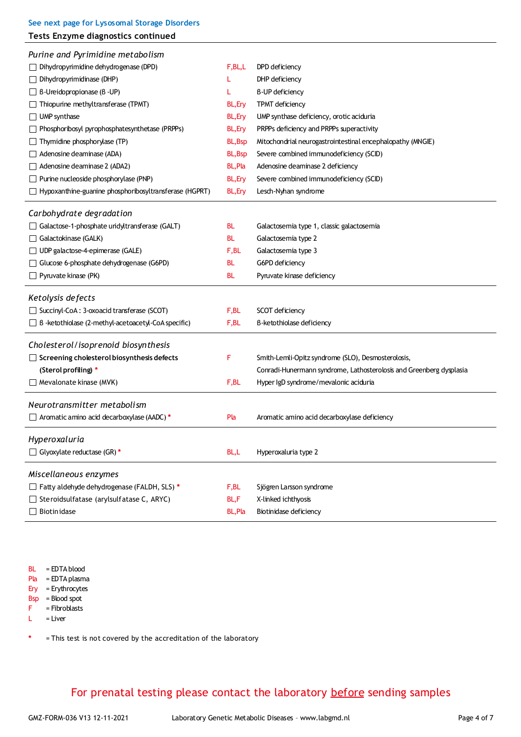See next page for Lysosomal Storage Disorders

## Tests Enzyme diagnostics continued

### *Purine and Pyrimidine metabolism*

| Test | Material | Disorder |
|---|---|---|
| ☐ Dihydropyrimidine dehydrogenase (DPD) | F,BL,L | DPD deficiency |
| ☐ Dihydropyrimidinase (DHP) | L | DHP deficiency |
| ☐ ß-Ureidopropionase (ß -UP) | L | ß-UP deficiency |
| ☐ Thiopurine methyltransferase (TPMT) | BL,Ery | TPMT deficiency |
| ☐ UMP synthase | BL,Ery | UMP synthase deficiency, orotic aciduria |
| ☐ Phosphoribosyl pyrophosphatesynthetase (PRPPs) | BL,Ery | PRPPs deficiency and PRPPs superactivity |
| ☐ Thymidine phosphorylase (TP) | BL,Bsp | Mitochondrial neurogastrointestinal encephalopathy (MNGIE) |
| ☐ Adenosine deaminase (ADA) | BL,Bsp | Severe combined immunodeficiency (SCID) |
| ☐ Adenosine deaminase 2 (ADA2) | BL,Pla | Adenosine deaminase 2 deficiency |
| ☐ Purine nucleoside phosphorylase (PNP) | BL,Ery | Severe combined immunodeficiency (SCID) |
| ☐ Hypoxanthine-guanine phosphoribosyltransferase (HGPRT) | BL,Ery | Lesch-Nyhan syndrome |

### *Carbohydrate degradation*

| Test | Material | Disorder |
|---|---|---|
| ☐ Galactose-1-phosphate uridyltransferase (GALT) | BL | Galactosemia type 1, classic galactosemia |
| ☐ Galactokinase (GALK) | BL | Galactosemia type 2 |
| ☐ UDP galactose-4-epimerase (GALE) | F,BL | Galactosemia type 3 |
| ☐ Glucose 6-phosphate dehydrogenase (G6PD) | BL | G6PD deficiency |
| ☐ Pyruvate kinase (PK) | BL | Pyruvate kinase deficiency |

### *Ketolysis defects*

| Test | Material | Disorder |
|---|---|---|
| ☐ Succinyl-CoA : 3-oxoacid transferase (SCOT) | F,BL | SCOT deficiency |
| ☐ ß -ketothiolase (2-methyl-acetoacetyl-CoA specific) | F,BL | ß-ketothiolase deficiency |

### *Cholesterol/isoprenoid biosynthesis*

| Test | Material | Disorder |
|---|---|---|
| ☐ **Screening cholesterol biosynthesis defects (Sterol profiling)** * | F | Smith-Lemli-Opitz syndrome (SLO), Desmosterolosis, Conradi-Hunermann syndrome, Lathosterolosis and Greenberg dysplasia |
| ☐ Mevalonate kinase (MVK) | F,BL | Hyper IgD syndrome/mevalonic aciduria |

### *Neurotransmitter metabolism*

| Test | Material | Disorder |
|---|---|---|
| ☐ Aromatic amino acid decarboxylase (AADC) * | Pla | Aromatic amino acid decarboxylase deficiency |

### *Hyperoxaluria*

| Test | Material | Disorder |
|---|---|---|
| ☐ Glyoxylate reductase (GR) * | BL,L | Hyperoxaluria type 2 |

### *Miscellaneous enzymes*

| Test | Material | Disorder |
|---|---|---|
| ☐ Fatty aldehyde dehydrogenase (FALDH, SLS) * | F,BL | Sjögren Larsson syndrome |
| ☐ Steroidsulfatase (arylsulfatase C, ARYC) | BL,F | X-linked ichthyosis |
| ☐ Biotinidase | BL,Pla | Biotinidase deficiency |

BL = EDTA blood
Pla = EDTA plasma
Ery = Erythrocytes
Bsp = Blood spot
F = Fibroblasts
L = Liver

\* = This test is not covered by the accreditation of the laboratory

For prenatal testing please contact the laboratory <u>before</u> sending samples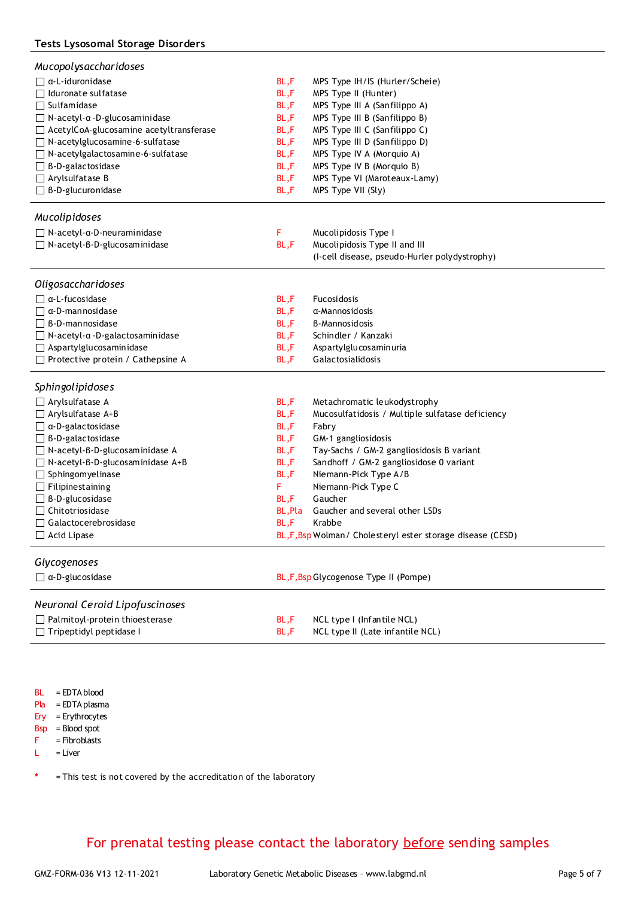## Tests Lysosomal Storage Disorders

### *Mucopolysaccharidoses*

| Test | Material | Disorder |
|---|---|---|
| ☐ α-L-iduronidase | BL,F | MPS Type IH/IS (Hurler/Scheie) |
| ☐ Iduronate sulfatase | BL,F | MPS Type II (Hunter) |
| ☐ Sulfamidase | BL,F | MPS Type III A (Sanfilippo A) |
| ☐ N-acetyl-α -D-glucosaminidase | BL,F | MPS Type III B (Sanfilippo B) |
| ☐ AcetylCoA-glucosamine acetyltransferase | BL,F | MPS Type III C (Sanfilippo C) |
| ☐ N-acetylglucosamine-6-sulfatase | BL,F | MPS Type III D (Sanfilippo D) |
| ☐ N-acetylgalactosamine-6-sulfatase | BL,F | MPS Type IV A (Morquio A) |
| ☐ β-D-galactosidase | BL,F | MPS Type IV B (Morquio B) |
| ☐ Arylsulfatase B | BL,F | MPS Type VI (Maroteaux-Lamy) |
| ☐ β-D-glucuronidase | BL,F | MPS Type VII (Sly) |

### *Mucolipidoses*

| Test | Material | Disorder |
|---|---|---|
| ☐ N-acetyl-α-D-neuraminidase | F | Mucolipidosis Type I |
| ☐ N-acetyl-β-D-glucosaminidase | BL,F | Mucolipidosis Type II and III (I-cell disease, pseudo-Hurler polydystrophy) |

### *Oligosaccharidoses*

| Test | Material | Disorder |
|---|---|---|
| ☐ α-L-fucosidase | BL,F | Fucosidosis |
| ☐ α-D-mannosidase | BL,F | α-Mannosidosis |
| ☐ β-D-mannosidase | BL,F | β-Mannosidosis |
| ☐ N-acetyl-α -D-galactosaminidase | BL,F | Schindler / Kanzaki |
| ☐ Aspartylglucosaminidase | BL,F | Aspartylglucosaminuria |
| ☐ Protective protein / Cathepsine A | BL,F | Galactosialidosis |

### *Sphingolipidoses*

| Test | Material | Disorder |
|---|---|---|
| ☐ Arylsulfatase A | BL,F | Metachromatic leukodystrophy |
| ☐ Arylsulfatase A+B | BL,F | Mucosulfatidosis / Multiple sulfatase deficiency |
| ☐ α-D-galactosidase | BL,F | Fabry |
| ☐ β-D-galactosidase | BL,F | GM-1 gangliosidosis |
| ☐ N-acetyl-β-D-glucosaminidase A | BL,F | Tay-Sachs / GM-2 gangliosidosis B variant |
| ☐ N-acetyl-β-D-glucosaminidase A+B | BL,F | Sandhoff / GM-2 gangliosidose 0 variant |
| ☐ Sphingomyelinase | BL,F | Niemann-Pick Type A/B |
| ☐ Filipinestaining | F | Niemann-Pick Type C |
| ☐ β-D-glucosidase | BL,F | Gaucher |
| ☐ Chitotriosidase | BL,Pla | Gaucher and several other LSDs |
| ☐ Galactocerebrosidase | BL,F | Krabbe |
| ☐ Acid Lipase | BL,F,Bsp | Wolman/ Cholesteryl ester storage disease (CESD) |

### *Glycogenoses*

| Test | Material | Disorder |
|---|---|---|
| ☐ α-D-glucosidase | BL,F,Bsp | Glycogenose Type II (Pompe) |

### *Neuronal Ceroid Lipofuscinoses*

| Test | Material | Disorder |
|---|---|---|
| ☐ Palmitoyl-protein thioesterase | BL,F | NCL type I (Infantile NCL) |
| ☐ Tripeptidyl peptidase I | BL,F | NCL type II (Late infantile NCL) |

BL = EDTA blood
Pla = EDTA plasma
Ery = Erythrocytes
Bsp = Blood spot
F = Fibroblasts
L = Liver

* = This test is not covered by the accreditation of the laboratory

For prenatal testing please contact the laboratory before sending samples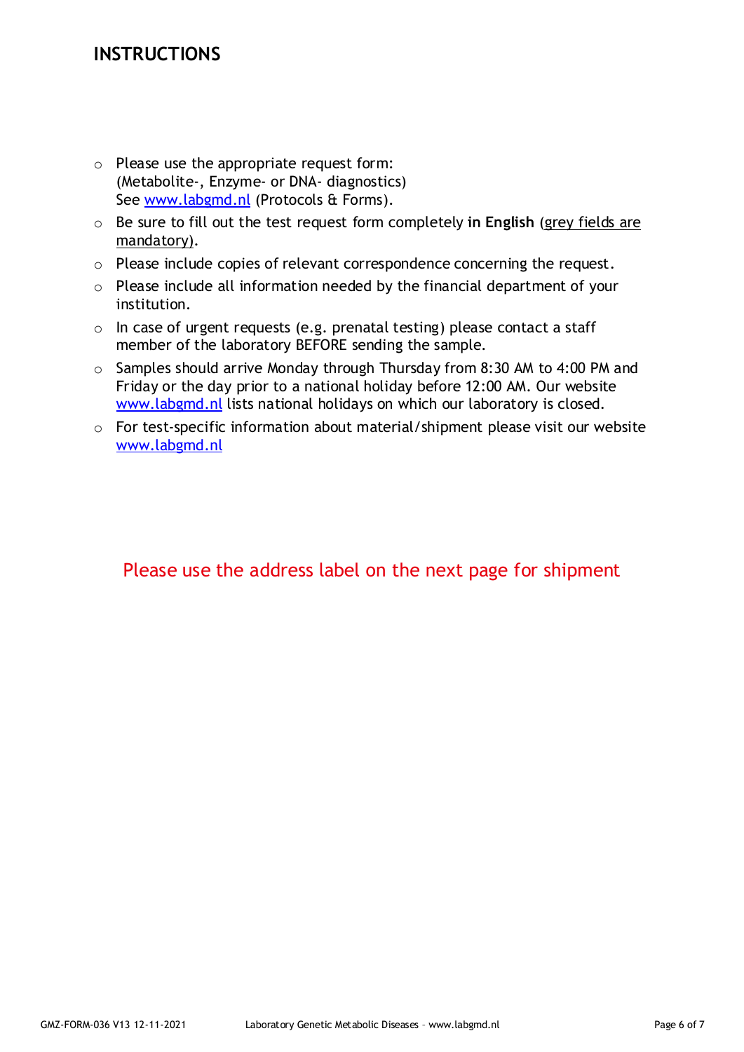# INSTRUCTIONS

- Please use the appropriate request form:
  (Metabolite-, Enzyme- or DNA- diagnostics)
  See www.labgmd.nl (Protocols & Forms).
- Be sure to fill out the test request form completely **in English** (grey fields are mandatory).
- Please include copies of relevant correspondence concerning the request.
- Please include all information needed by the financial department of your institution.
- In case of urgent requests (e.g. prenatal testing) please contact a staff member of the laboratory BEFORE sending the sample.
- Samples should arrive Monday through Thursday from 8:30 AM to 4:00 PM and Friday or the day prior to a national holiday before 12:00 AM. Our website www.labgmd.nl lists national holidays on which our laboratory is closed.
- For test-specific information about material/shipment please visit our website www.labgmd.nl

Please use the address label on the next page for shipment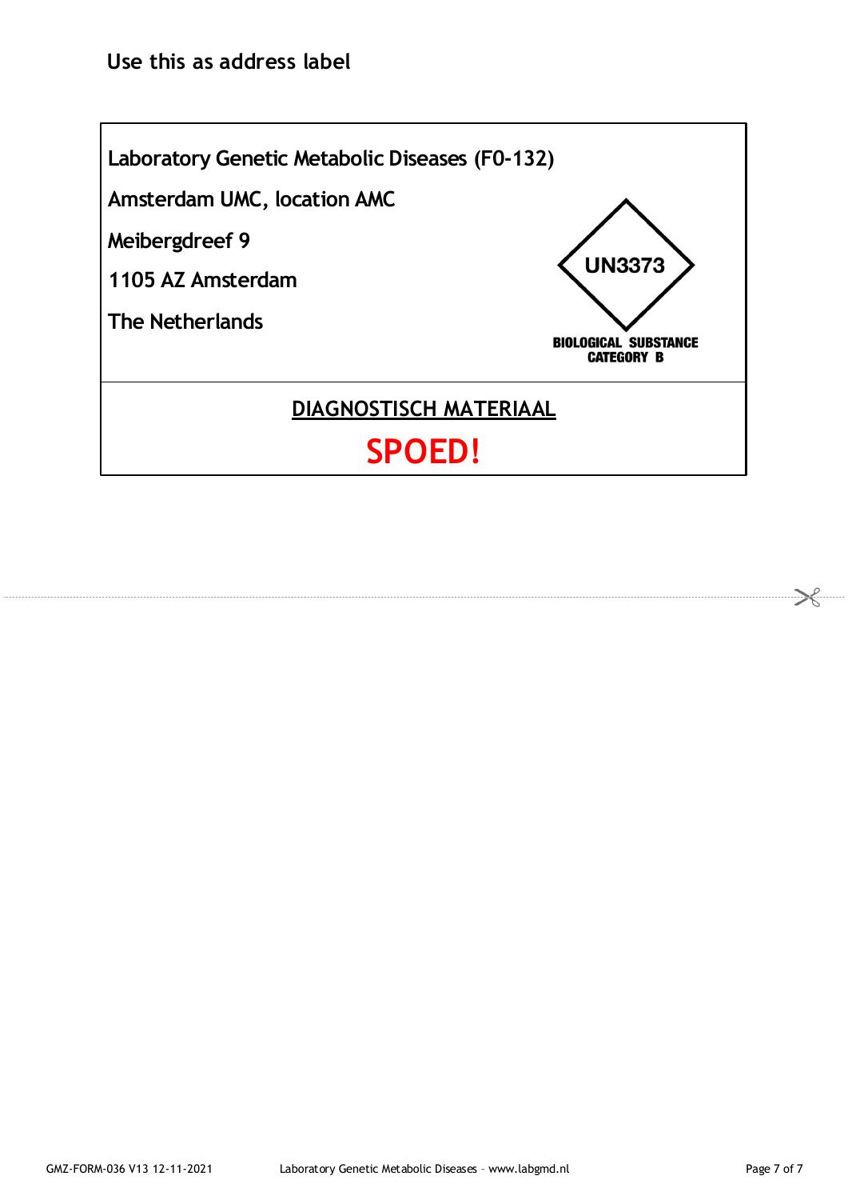Use this as address label

Laboratory Genetic Metabolic Diseases (F0-132)

Amsterdam UMC, location AMC

Meibergdreef 9

1105 AZ Amsterdam

The Netherlands

UN3373

BIOLOGICAL SUBSTANCE
CATEGORY B

DIAGNOSTISCH MATERIAAL

**SPOED!**